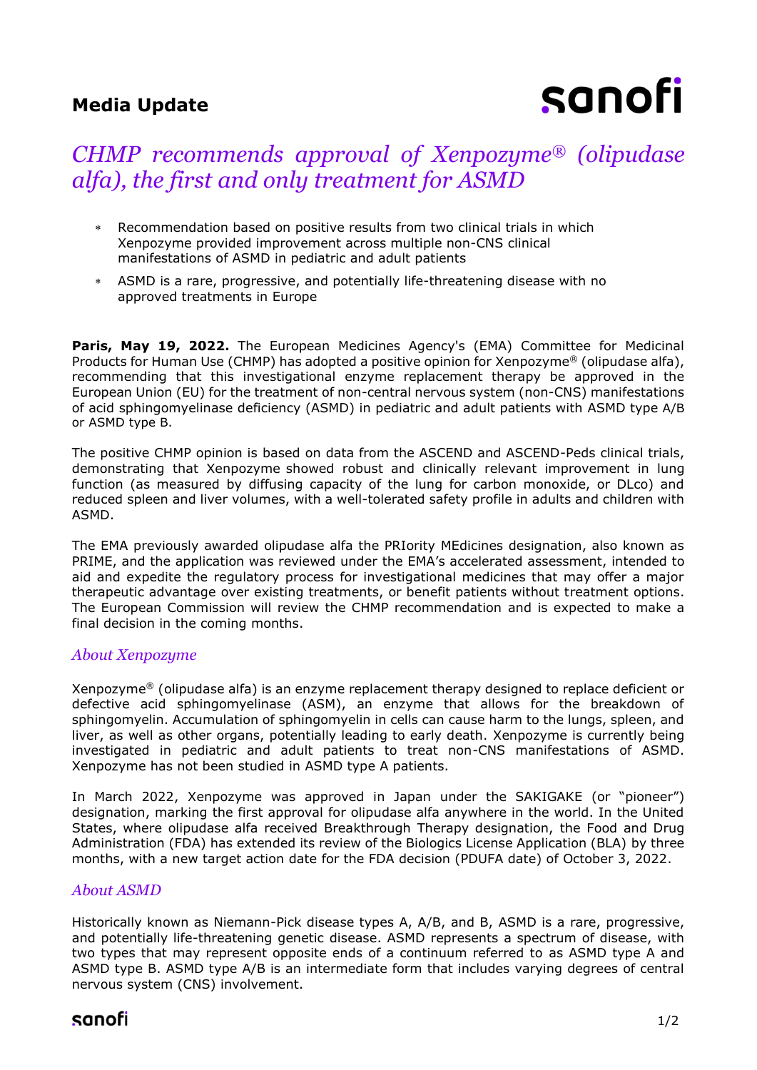**Media Update**

# *CHMP recommends approval of Xenpozyme® (olipudase alfa), the first and only treatment for ASMD*

- Recommendation based on positive results from two clinical trials in which Xenpozyme provided improvement across multiple non-CNS clinical manifestations of ASMD in pediatric and adult patients
- ASMD is a rare, progressive, and potentially life-threatening disease with no approved treatments in Europe

**Paris, May 19, 2022.** The European Medicines Agency's (EMA) Committee for Medicinal Products for Human Use (CHMP) has adopted a positive opinion for Xenpozyme® (olipudase alfa), recommending that this investigational enzyme replacement therapy be approved in the European Union (EU) for the treatment of non-central nervous system (non-CNS) manifestations of acid sphingomyelinase deficiency (ASMD) in pediatric and adult patients with ASMD type A/B or ASMD type B.

The positive CHMP opinion is based on data from the ASCEND and ASCEND-Peds clinical trials, demonstrating that Xenpozyme showed robust and clinically relevant improvement in lung function (as measured by diffusing capacity of the lung for carbon monoxide, or DLco) and reduced spleen and liver volumes, with a well-tolerated safety profile in adults and children with ASMD.

The EMA previously awarded olipudase alfa the PRIority MEdicines designation, also known as PRIME, and the application was reviewed under the EMA's accelerated assessment, intended to aid and expedite the regulatory process for investigational medicines that may offer a major therapeutic advantage over existing treatments, or benefit patients without treatment options. The European Commission will review the CHMP recommendation and is expected to make a final decision in the coming months.

## *About Xenpozyme*

Xenpozyme® (olipudase alfa) is an enzyme replacement therapy designed to replace deficient or defective acid sphingomyelinase (ASM), an enzyme that allows for the breakdown of sphingomyelin. Accumulation of sphingomyelin in cells can cause harm to the lungs, spleen, and liver, as well as other organs, potentially leading to early death. Xenpozyme is currently being investigated in pediatric and adult patients to treat non-CNS manifestations of ASMD. Xenpozyme has not been studied in ASMD type A patients.

In March 2022, Xenpozyme was approved in Japan under the SAKIGAKE (or "pioneer") designation, marking the first approval for olipudase alfa anywhere in the world. In the United States, where olipudase alfa received Breakthrough Therapy designation, the Food and Drug Administration (FDA) has extended its review of the Biologics License Application (BLA) by three months, with a new target action date for the FDA decision (PDUFA date) of October 3, 2022.

## *About ASMD*

Historically known as Niemann-Pick disease types A, A/B, and B, ASMD is a rare, progressive, and potentially life-threatening genetic disease. ASMD represents a spectrum of disease, with two types that may represent opposite ends of a continuum referred to as ASMD type A and ASMD type B. ASMD type A/B is an intermediate form that includes varying degrees of central nervous system (CNS) involvement.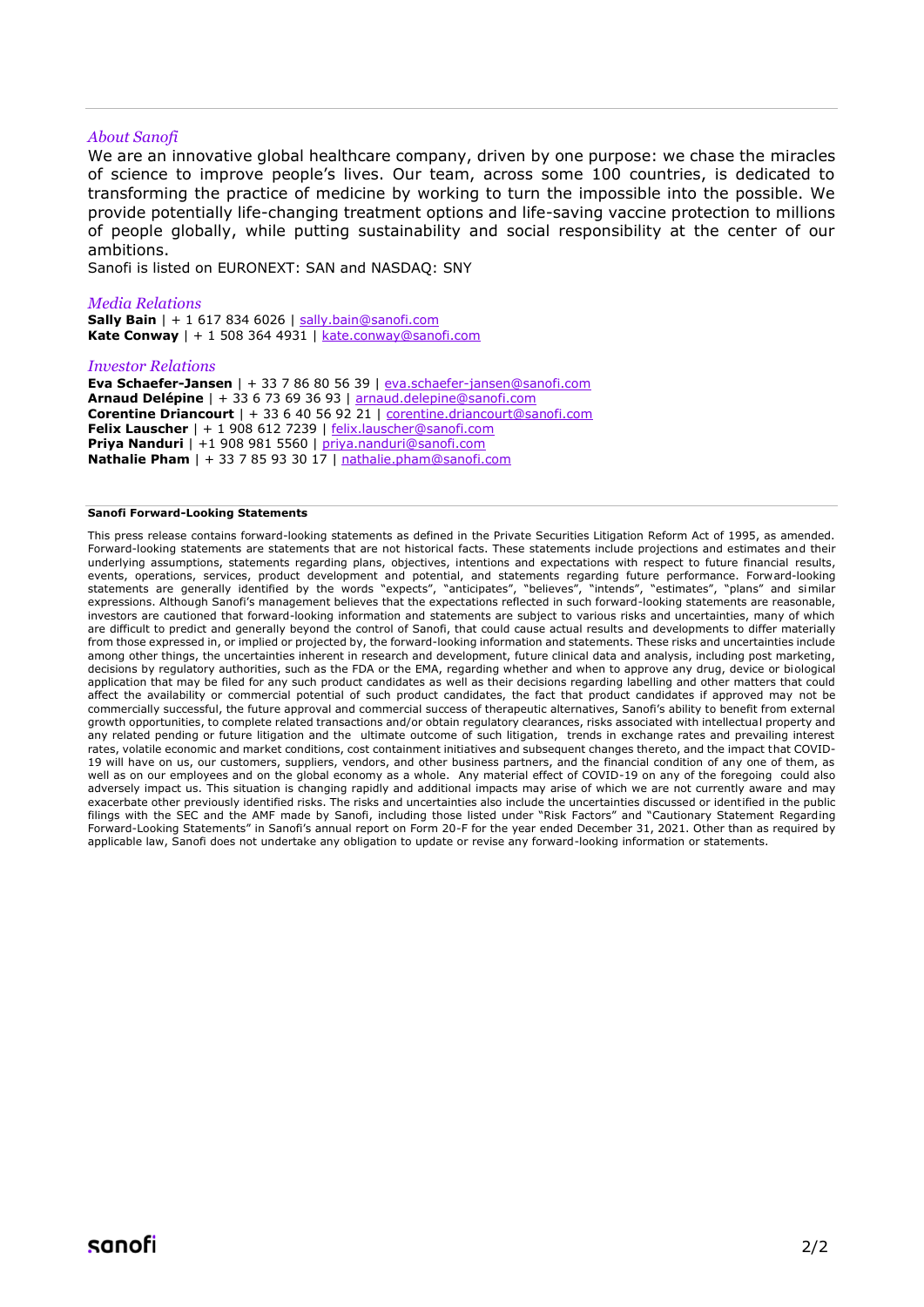### *About Sanofi*

We are an innovative global healthcare company, driven by one purpose: we chase the miracles of science to improve people's lives. Our team, across some 100 countries, is dedicated to transforming the practice of medicine by working to turn the impossible into the possible. We provide potentially life-changing treatment options and life-saving vaccine protection to millions of people globally, while putting sustainability and social responsibility at the center of our ambitions.

Sanofi is listed on EURONEXT: SAN and NASDAQ: SNY

### *Media Relations*

**Sally Bain** | + 1 617 834 6026 | sally.bain@sanofi.com
**Kate Conway** | + 1 508 364 4931 | kate.conway@sanofi.com

### *Investor Relations*

**Eva Schaefer-Jansen** | + 33 7 86 80 56 39 | eva.schaefer-jansen@sanofi.com
**Arnaud Delépine** | + 33 6 73 69 36 93 | arnaud.delepine@sanofi.com
**Corentine Driancourt** | + 33 6 40 56 92 21 | corentine.driancourt@sanofi.com
**Felix Lauscher** | + 1 908 612 7239 | felix.lauscher@sanofi.com
**Priya Nanduri** | +1 908 981 5560 | priya.nanduri@sanofi.com
**Nathalie Pham** | + 33 7 85 93 30 17 | nathalie.pham@sanofi.com

#### Sanofi Forward-Looking Statements

This press release contains forward-looking statements as defined in the Private Securities Litigation Reform Act of 1995, as amended. Forward-looking statements are statements that are not historical facts. These statements include projections and estimates and their underlying assumptions, statements regarding plans, objectives, intentions and expectations with respect to future financial results, events, operations, services, product development and potential, and statements regarding future performance. Forward-looking statements are generally identified by the words "expects", "anticipates", "believes", "intends", "estimates", "plans" and similar expressions. Although Sanofi's management believes that the expectations reflected in such forward-looking statements are reasonable, investors are cautioned that forward-looking information and statements are subject to various risks and uncertainties, many of which are difficult to predict and generally beyond the control of Sanofi, that could cause actual results and developments to differ materially from those expressed in, or implied or projected by, the forward-looking information and statements. These risks and uncertainties include among other things, the uncertainties inherent in research and development, future clinical data and analysis, including post marketing, decisions by regulatory authorities, such as the FDA or the EMA, regarding whether and when to approve any drug, device or biological application that may be filed for any such product candidates as well as their decisions regarding labelling and other matters that could affect the availability or commercial potential of such product candidates, the fact that product candidates if approved may not be commercially successful, the future approval and commercial success of therapeutic alternatives, Sanofi's ability to benefit from external growth opportunities, to complete related transactions and/or obtain regulatory clearances, risks associated with intellectual property and any related pending or future litigation and the ultimate outcome of such litigation, trends in exchange rates and prevailing interest rates, volatile economic and market conditions, cost containment initiatives and subsequent changes thereto, and the impact that COVID-19 will have on us, our customers, suppliers, vendors, and other business partners, and the financial condition of any one of them, as well as on our employees and on the global economy as a whole. Any material effect of COVID-19 on any of the foregoing could also adversely impact us. This situation is changing rapidly and additional impacts may arise of which we are not currently aware and may exacerbate other previously identified risks. The risks and uncertainties also include the uncertainties discussed or identified in the public filings with the SEC and the AMF made by Sanofi, including those listed under "Risk Factors" and "Cautionary Statement Regarding Forward-Looking Statements" in Sanofi's annual report on Form 20-F for the year ended December 31, 2021. Other than as required by applicable law, Sanofi does not undertake any obligation to update or revise any forward-looking information or statements.